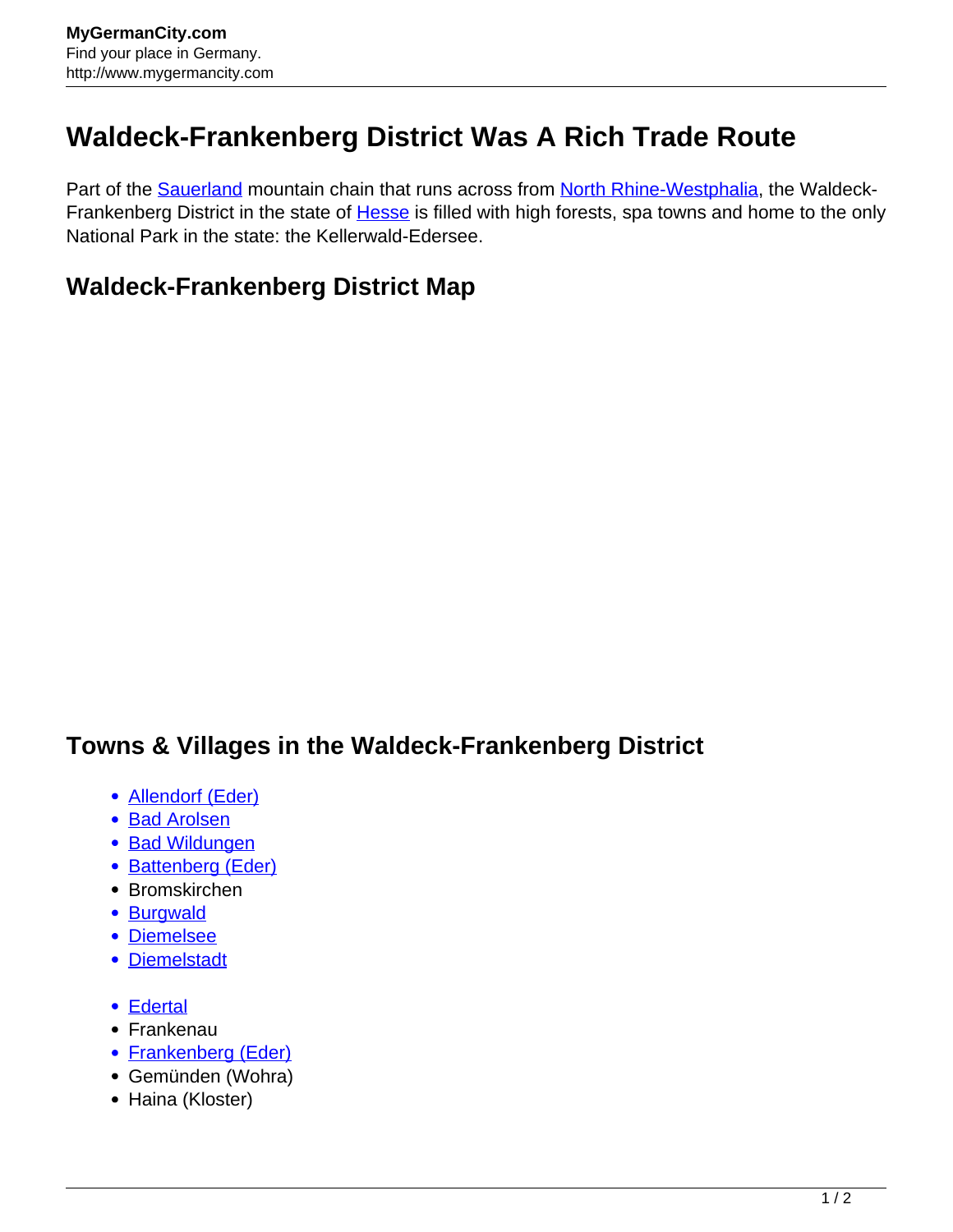# Waldeck-Frankenberg District Was A Rich Trade Route

Part of the Sauerland mountain chain that runs across from North Rhine-Westphalia, the Waldeck-Frankenberg District in the state of Hesse is filled with high forests, spa towns and home to the only National Park in the state: the Kellerwald-Edersee.

## Waldeck-Frankenberg District Map

## Towns & Villages in the Waldeck-Frankenberg District

- Allendorf (Eder)
- Bad Arolsen
- Bad Wildungen
- Battenberg (Eder)
- Bromskirchen
- Burgwald
- Diemelsee
- Diemelstadt

- Edertal
- Frankenau
- Frankenberg (Eder)
- Gemünden (Wohra)
- Haina (Kloster)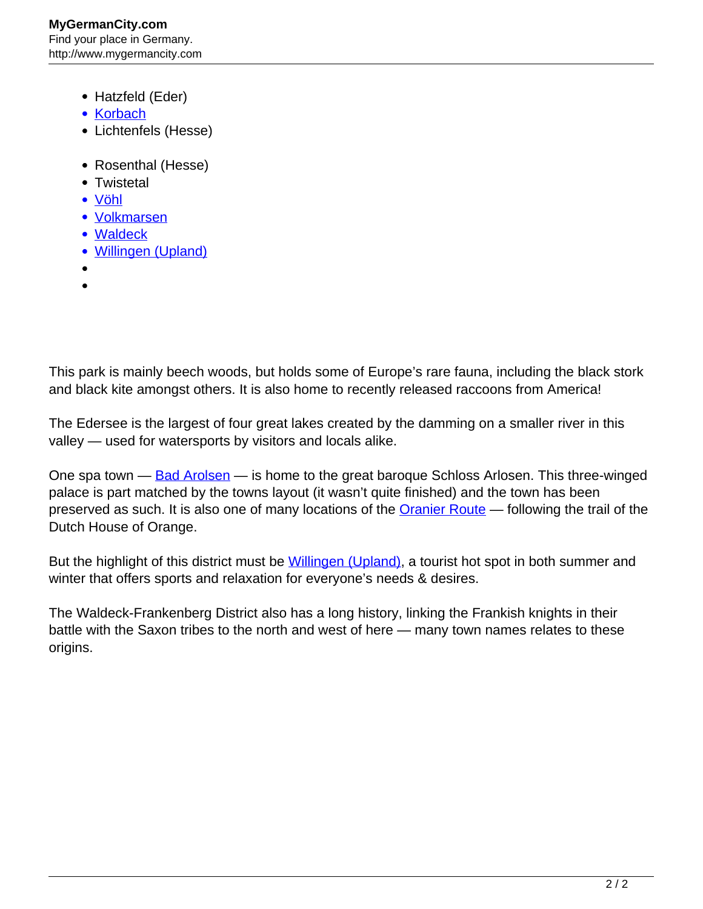- Hatzfeld (Eder)
- Korbach
- Lichtenfels (Hesse)

- Rosenthal (Hesse)
- Twistetal
- Vöhl
- Volkmarsen
- Waldeck
- Willingen (Upland)

This park is mainly beech woods, but holds some of Europe's rare fauna, including the black stork and black kite amongst others. It is also home to recently released raccoons from America!

The Edersee is the largest of four great lakes created by the damming on a smaller river in this valley — used for watersports by visitors and locals alike.

One spa town — Bad Arolsen — is home to the great baroque Schloss Arlosen. This three-winged palace is part matched by the towns layout (it wasn't quite finished) and the town has been preserved as such. It is also one of many locations of the Oranier Route — following the trail of the Dutch House of Orange.

But the highlight of this district must be Willingen (Upland), a tourist hot spot in both summer and winter that offers sports and relaxation for everyone's needs & desires.

The Waldeck-Frankenberg District also has a long history, linking the Frankish knights in their battle with the Saxon tribes to the north and west of here — many town names relates to these origins.